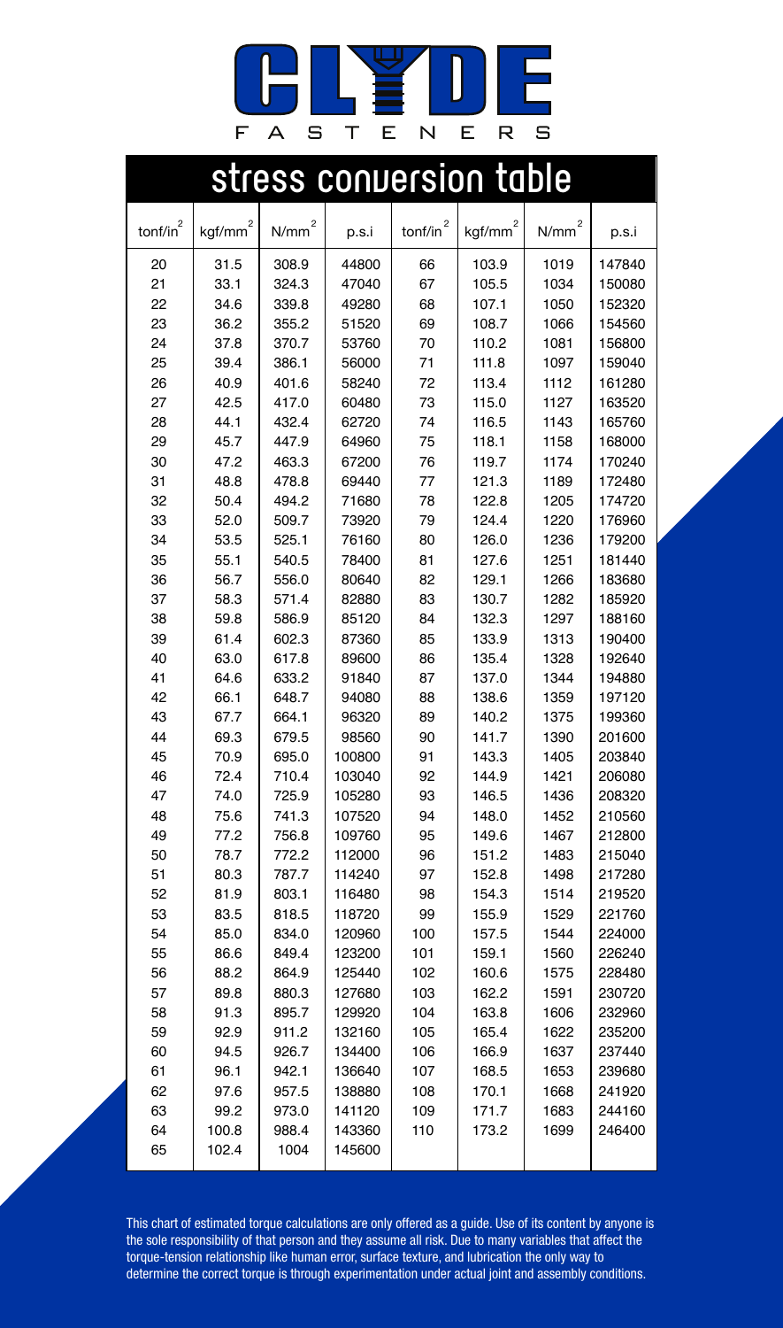# CLYDE FASTENERS

## stress conversion table

| $tonf/in^2$ | $kgf/mm^2$ | $N/mm^2$ | p.s.i | $tonf/in^2$ | $kgf/mm^2$ | $N/mm^2$ | p.s.i |
|---|---|---|---|---|---|---|---|
| 20 | 31.5 | 308.9 | 44800 | 66 | 103.9 | 1019 | 147840 |
| 21 | 33.1 | 324.3 | 47040 | 67 | 105.5 | 1034 | 150080 |
| 22 | 34.6 | 339.8 | 49280 | 68 | 107.1 | 1050 | 152320 |
| 23 | 36.2 | 355.2 | 51520 | 69 | 108.7 | 1066 | 154560 |
| 24 | 37.8 | 370.7 | 53760 | 70 | 110.2 | 1081 | 156800 |
| 25 | 39.4 | 386.1 | 56000 | 71 | 111.8 | 1097 | 159040 |
| 26 | 40.9 | 401.6 | 58240 | 72 | 113.4 | 1112 | 161280 |
| 27 | 42.5 | 417.0 | 60480 | 73 | 115.0 | 1127 | 163520 |
| 28 | 44.1 | 432.4 | 62720 | 74 | 116.5 | 1143 | 165760 |
| 29 | 45.7 | 447.9 | 64960 | 75 | 118.1 | 1158 | 168000 |
| 30 | 47.2 | 463.3 | 67200 | 76 | 119.7 | 1174 | 170240 |
| 31 | 48.8 | 478.8 | 69440 | 77 | 121.3 | 1189 | 172480 |
| 32 | 50.4 | 494.2 | 71680 | 78 | 122.8 | 1205 | 174720 |
| 33 | 52.0 | 509.7 | 73920 | 79 | 124.4 | 1220 | 176960 |
| 34 | 53.5 | 525.1 | 76160 | 80 | 126.0 | 1236 | 179200 |
| 35 | 55.1 | 540.5 | 78400 | 81 | 127.6 | 1251 | 181440 |
| 36 | 56.7 | 556.0 | 80640 | 82 | 129.1 | 1266 | 183680 |
| 37 | 58.3 | 571.4 | 82880 | 83 | 130.7 | 1282 | 185920 |
| 38 | 59.8 | 586.9 | 85120 | 84 | 132.3 | 1297 | 188160 |
| 39 | 61.4 | 602.3 | 87360 | 85 | 133.9 | 1313 | 190400 |
| 40 | 63.0 | 617.8 | 89600 | 86 | 135.4 | 1328 | 192640 |
| 41 | 64.6 | 633.2 | 91840 | 87 | 137.0 | 1344 | 194880 |
| 42 | 66.1 | 648.7 | 94080 | 88 | 138.6 | 1359 | 197120 |
| 43 | 67.7 | 664.1 | 96320 | 89 | 140.2 | 1375 | 199360 |
| 44 | 69.3 | 679.5 | 98560 | 90 | 141.7 | 1390 | 201600 |
| 45 | 70.9 | 695.0 | 100800 | 91 | 143.3 | 1405 | 203840 |
| 46 | 72.4 | 710.4 | 103040 | 92 | 144.9 | 1421 | 206080 |
| 47 | 74.0 | 725.9 | 105280 | 93 | 146.5 | 1436 | 208320 |
| 48 | 75.6 | 741.3 | 107520 | 94 | 148.0 | 1452 | 210560 |
| 49 | 77.2 | 756.8 | 109760 | 95 | 149.6 | 1467 | 212800 |
| 50 | 78.7 | 772.2 | 112000 | 96 | 151.2 | 1483 | 215040 |
| 51 | 80.3 | 787.7 | 114240 | 97 | 152.8 | 1498 | 217280 |
| 52 | 81.9 | 803.1 | 116480 | 98 | 154.3 | 1514 | 219520 |
| 53 | 83.5 | 818.5 | 118720 | 99 | 155.9 | 1529 | 221760 |
| 54 | 85.0 | 834.0 | 120960 | 100 | 157.5 | 1544 | 224000 |
| 55 | 86.6 | 849.4 | 123200 | 101 | 159.1 | 1560 | 226240 |
| 56 | 88.2 | 864.9 | 125440 | 102 | 160.6 | 1575 | 228480 |
| 57 | 89.8 | 880.3 | 127680 | 103 | 162.2 | 1591 | 230720 |
| 58 | 91.3 | 895.7 | 129920 | 104 | 163.8 | 1606 | 232960 |
| 59 | 92.9 | 911.2 | 132160 | 105 | 165.4 | 1622 | 235200 |
| 60 | 94.5 | 926.7 | 134400 | 106 | 166.9 | 1637 | 237440 |
| 61 | 96.1 | 942.1 | 136640 | 107 | 168.5 | 1653 | 239680 |
| 62 | 97.6 | 957.5 | 138880 | 108 | 170.1 | 1668 | 241920 |
| 63 | 99.2 | 973.0 | 141120 | 109 | 171.7 | 1683 | 244160 |
| 64 | 100.8 | 988.4 | 143360 | 110 | 173.2 | 1699 | 246400 |
| 65 | 102.4 | 1004 | 145600 | | | | |

This chart of estimated torque calculations are only offered as a guide. Use of its content by anyone is the sole responsibility of that person and they assume all risk. Due to many variables that affect the torque-tension relationship like human error, surface texture, and lubrication the only way to determine the correct torque is through experimentation under actual joint and assembly conditions.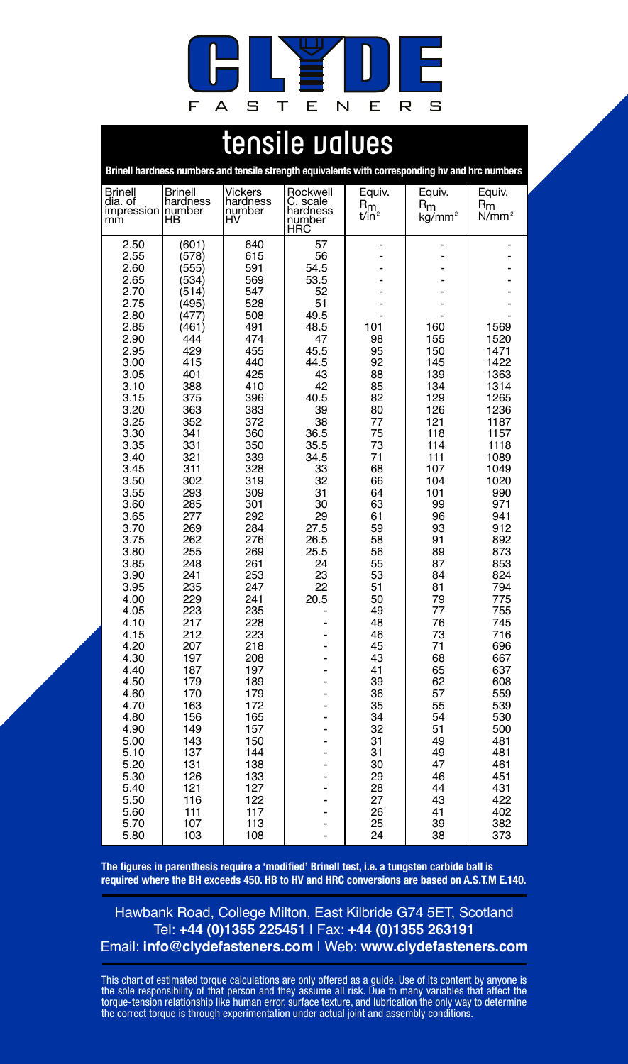CLYDE FASTENERS

# tensile values

**Brinell hardness numbers and tensile strength equivalents with corresponding hv and hrc numbers**

| Brinell dia. of impression mm | Brinell hardness number HB | Vickers hardness number HV | Rockwell C. scale hardness number HRC | Equiv. $R_m$ t/in² | Equiv. $R_m$ kg/mm² | Equiv. $R_m$ N/mm² |
|---|---|---|---|---|---|---|
| 2.50 | (601) | 640 | 57 | - | - | - |
| 2.55 | (578) | 615 | 56 | - | - | - |
| 2.60 | (555) | 591 | 54.5 | - | - | - |
| 2.65 | (534) | 569 | 53.5 | - | - | - |
| 2.70 | (514) | 547 | 52 | - | - | - |
| 2.75 | (495) | 528 | 51 | - | - | - |
| 2.80 | (477) | 508 | 49.5 | - | - | - |
| 2.85 | (461) | 491 | 48.5 | 101 | 160 | 1569 |
| 2.90 | 444 | 474 | 47 | 98 | 155 | 1520 |
| 2.95 | 429 | 455 | 45.5 | 95 | 150 | 1471 |
| 3.00 | 415 | 440 | 44.5 | 92 | 145 | 1422 |
| 3.05 | 401 | 425 | 43 | 88 | 139 | 1363 |
| 3.10 | 388 | 410 | 42 | 85 | 134 | 1314 |
| 3.15 | 375 | 396 | 40.5 | 82 | 129 | 1265 |
| 3.20 | 363 | 383 | 39 | 80 | 126 | 1236 |
| 3.25 | 352 | 372 | 38 | 77 | 121 | 1187 |
| 3.30 | 341 | 360 | 36.5 | 75 | 118 | 1157 |
| 3.35 | 331 | 350 | 35.5 | 73 | 114 | 1118 |
| 3.40 | 321 | 339 | 34.5 | 71 | 111 | 1089 |
| 3.45 | 311 | 328 | 33 | 68 | 107 | 1049 |
| 3.50 | 302 | 319 | 32 | 66 | 104 | 1020 |
| 3.55 | 293 | 309 | 31 | 64 | 101 | 990 |
| 3.60 | 285 | 301 | 30 | 63 | 99 | 971 |
| 3.65 | 277 | 292 | 29 | 61 | 96 | 941 |
| 3.70 | 269 | 284 | 27.5 | 59 | 93 | 912 |
| 3.75 | 262 | 276 | 26.5 | 58 | 91 | 892 |
| 3.80 | 255 | 269 | 25.5 | 56 | 89 | 873 |
| 3.85 | 248 | 261 | 24 | 55 | 87 | 853 |
| 3.90 | 241 | 253 | 23 | 53 | 84 | 824 |
| 3.95 | 235 | 247 | 22 | 51 | 81 | 794 |
| 4.00 | 229 | 241 | 20.5 | 50 | 79 | 775 |
| 4.05 | 223 | 235 | - | 49 | 77 | 755 |
| 4.10 | 217 | 228 | - | 48 | 76 | 745 |
| 4.15 | 212 | 223 | - | 46 | 73 | 716 |
| 4.20 | 207 | 218 | - | 45 | 71 | 696 |
| 4.30 | 197 | 208 | - | 43 | 68 | 667 |
| 4.40 | 187 | 197 | - | 41 | 65 | 637 |
| 4.50 | 179 | 189 | - | 39 | 62 | 608 |
| 4.60 | 170 | 179 | - | 36 | 57 | 559 |
| 4.70 | 163 | 172 | - | 35 | 55 | 539 |
| 4.80 | 156 | 165 | - | 34 | 54 | 530 |
| 4.90 | 149 | 157 | - | 32 | 51 | 500 |
| 5.00 | 143 | 150 | - | 31 | 49 | 481 |
| 5.10 | 137 | 144 | - | 31 | 49 | 481 |
| 5.20 | 131 | 138 | - | 30 | 47 | 461 |
| 5.30 | 126 | 133 | - | 29 | 46 | 451 |
| 5.40 | 121 | 127 | - | 28 | 44 | 431 |
| 5.50 | 116 | 122 | - | 27 | 43 | 422 |
| 5.60 | 111 | 117 | - | 26 | 41 | 402 |
| 5.70 | 107 | 113 | - | 25 | 39 | 382 |
| 5.80 | 103 | 108 | - | 24 | 38 | 373 |

**The figures in parenthesis require a 'modified' Brinell test, i.e. a tungsten carbide ball is required where the BH exceeds 450. HB to HV and HRC conversions are based on A.S.T.M E.140.**

Hawbank Road, College Milton, East Kilbride G74 5ET, Scotland
Tel: **+44 (0)1355 225451** | Fax: **+44 (0)1355 263191**
Email: **info@clydefasteners.com** | Web: **www.clydefasteners.com**

This chart of estimated torque calculations are only offered as a guide. Use of its content by anyone is the sole responsibility of that person and they assume all risk. Due to many variables that affect the torque-tension relationship like human error, surface texture, and lubrication the only way to determine the correct torque is through experimentation under actual joint and assembly conditions.